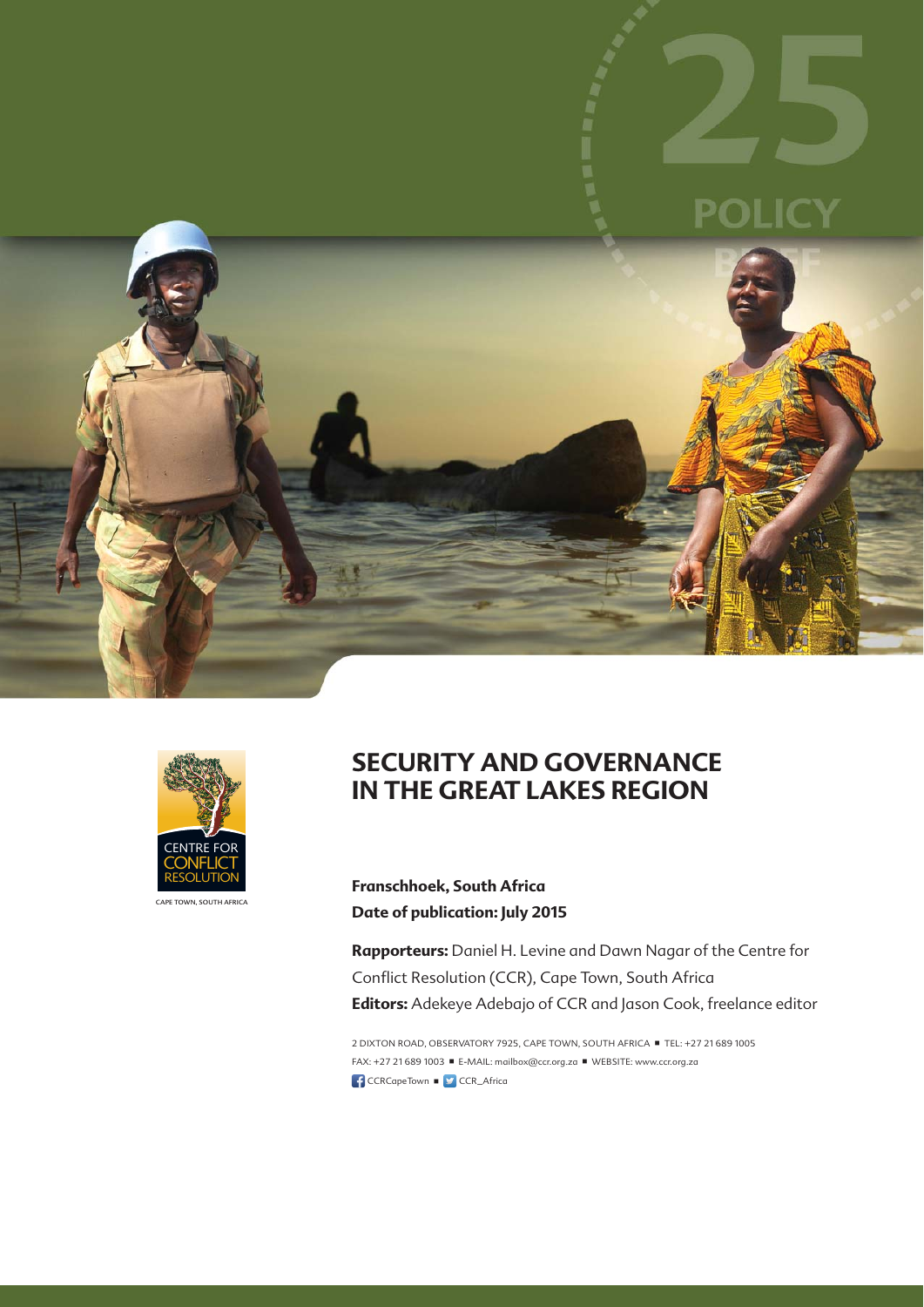25

POLICY BRIEF

CENTRE FOR CONFLICT RESOLUTION

CAPE TOWN, SOUTH AFRICA

# SECURITY AND GOVERNANCE IN THE GREAT LAKES REGION

**Franschhoek, South Africa**
**Date of publication: July 2015**

**Rapporteurs:** Daniel H. Levine and Dawn Nagar of the Centre for Conflict Resolution (CCR), Cape Town, South Africa
**Editors:** Adekeye Adebajo of CCR and Jason Cook, freelance editor

2 DIXTON ROAD, OBSERVATORY 7925, CAPE TOWN, SOUTH AFRICA ■ TEL: +27 21 689 1005
FAX: +27 21 689 1003 ■ E-MAIL: mailbox@ccr.org.za ■ WEBSITE: www.ccr.org.za
CCRCapeTown ■ CCR_Africa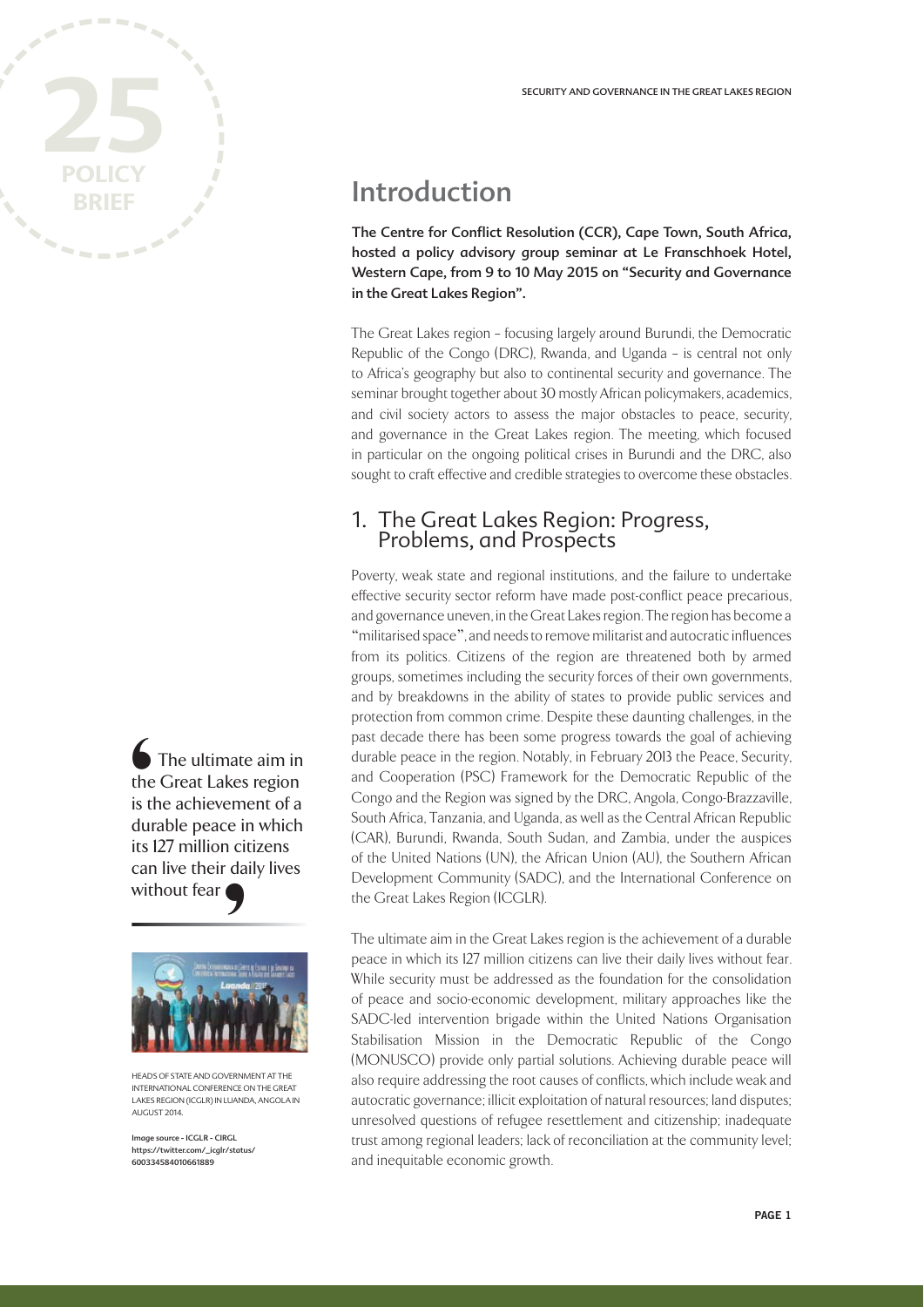# Introduction

**The Centre for Conflict Resolution (CCR), Cape Town, South Africa, hosted a policy advisory group seminar at Le Franschhoek Hotel, Western Cape, from 9 to 10 May 2015 on "Security and Governance in the Great Lakes Region".**

The Great Lakes region – focusing largely around Burundi, the Democratic Republic of the Congo (DRC), Rwanda, and Uganda – is central not only to Africa's geography but also to continental security and governance. The seminar brought together about 30 mostly African policymakers, academics, and civil society actors to assess the major obstacles to peace, security, and governance in the Great Lakes region. The meeting, which focused in particular on the ongoing political crises in Burundi and the DRC, also sought to craft effective and credible strategies to overcome these obstacles.

## 1. The Great Lakes Region: Progress, Problems, and Prospects

Poverty, weak state and regional institutions, and the failure to undertake effective security sector reform have made post-conflict peace precarious, and governance uneven, in the Great Lakes region. The region has become a "militarised space", and needs to remove militarist and autocratic influences from its politics. Citizens of the region are threatened both by armed groups, sometimes including the security forces of their own governments, and by breakdowns in the ability of states to provide public services and protection from common crime. Despite these daunting challenges, in the past decade there has been some progress towards the goal of achieving durable peace in the region. Notably, in February 2013 the Peace, Security, and Cooperation (PSC) Framework for the Democratic Republic of the Congo and the Region was signed by the DRC, Angola, Congo-Brazzaville, South Africa, Tanzania, and Uganda, as well as the Central African Republic (CAR), Burundi, Rwanda, South Sudan, and Zambia, under the auspices of the United Nations (UN), the African Union (AU), the Southern African Development Community (SADC), and the International Conference on the Great Lakes Region (ICGLR).

> The ultimate aim in the Great Lakes region is the achievement of a durable peace in which its 127 million citizens can live their daily lives without fear

HEADS OF STATE AND GOVERNMENT AT THE INTERNATIONAL CONFERENCE ON THE GREAT LAKES REGION (ICGLR) IN LUANDA, ANGOLA IN AUGUST 2014.

Image source - ICGLR - CIRGL https://twitter.com/_icglr/status/600334584010661889

The ultimate aim in the Great Lakes region is the achievement of a durable peace in which its 127 million citizens can live their daily lives without fear. While security must be addressed as the foundation for the consolidation of peace and socio-economic development, military approaches like the SADC-led intervention brigade within the United Nations Organisation Stabilisation Mission in the Democratic Republic of the Congo (MONUSCO) provide only partial solutions. Achieving durable peace will also require addressing the root causes of conflicts, which include weak and autocratic governance; illicit exploitation of natural resources; land disputes; unresolved questions of refugee resettlement and citizenship; inadequate trust among regional leaders; lack of reconciliation at the community level; and inequitable economic growth.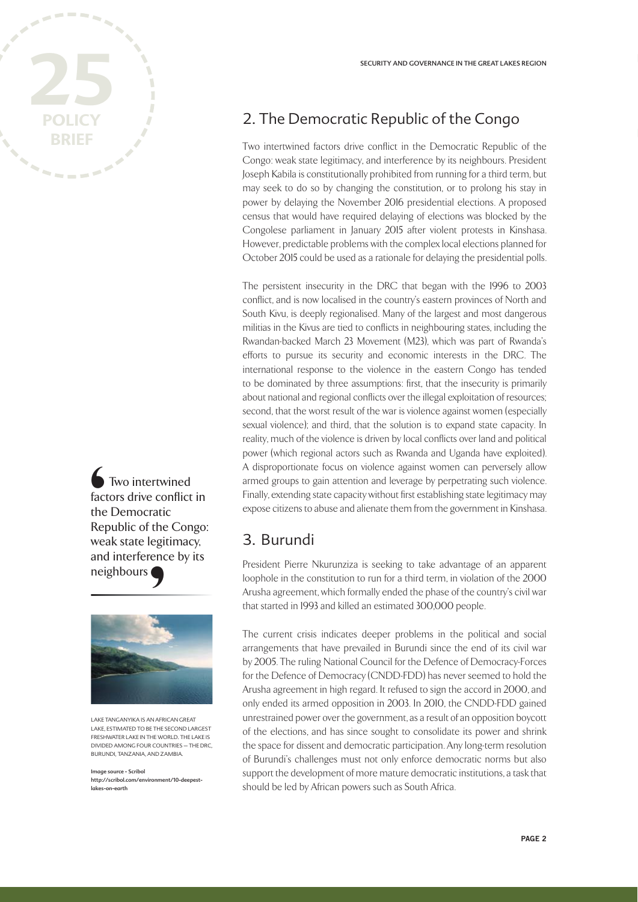## 2. The Democratic Republic of the Congo

Two intertwined factors drive conflict in the Democratic Republic of the Congo: weak state legitimacy, and interference by its neighbours. President Joseph Kabila is constitutionally prohibited from running for a third term, but may seek to do so by changing the constitution, or to prolong his stay in power by delaying the November 2016 presidential elections. A proposed census that would have required delaying of elections was blocked by the Congolese parliament in January 2015 after violent protests in Kinshasa. However, predictable problems with the complex local elections planned for October 2015 could be used as a rationale for delaying the presidential polls.

The persistent insecurity in the DRC that began with the 1996 to 2003 conflict, and is now localised in the country's eastern provinces of North and South Kivu, is deeply regionalised. Many of the largest and most dangerous militias in the Kivus are tied to conflicts in neighbouring states, including the Rwandan-backed March 23 Movement (M23), which was part of Rwanda's efforts to pursue its security and economic interests in the DRC. The international response to the violence in the eastern Congo has tended to be dominated by three assumptions: first, that the insecurity is primarily about national and regional conflicts over the illegal exploitation of resources; second, that the worst result of the war is violence against women (especially sexual violence); and third, that the solution is to expand state capacity. In reality, much of the violence is driven by local conflicts over land and political power (which regional actors such as Rwanda and Uganda have exploited). A disproportionate focus on violence against women can perversely allow armed groups to gain attention and leverage by perpetrating such violence. Finally, extending state capacity without first establishing state legitimacy may expose citizens to abuse and alienate them from the government in Kinshasa.

> Two intertwined factors drive conflict in the Democratic Republic of the Congo: weak state legitimacy, and interference by its neighbours

LAKE TANGANYIKA IS AN AFRICAN GREAT LAKE, ESTIMATED TO BE THE SECOND LARGEST FRESHWATER LAKE IN THE WORLD. THE LAKE IS DIVIDED AMONG FOUR COUNTRIES – THE DRC, BURUNDI, TANZANIA, AND ZAMBIA.

Image source - Scribol
http://scribol.com/environment/10-deepest-lakes-on-earth

## 3. Burundi

President Pierre Nkurunziza is seeking to take advantage of an apparent loophole in the constitution to run for a third term, in violation of the 2000 Arusha agreement, which formally ended the phase of the country's civil war that started in 1993 and killed an estimated 300,000 people.

The current crisis indicates deeper problems in the political and social arrangements that have prevailed in Burundi since the end of its civil war by 2005. The ruling National Council for the Defence of Democracy-Forces for the Defence of Democracy (CNDD-FDD) has never seemed to hold the Arusha agreement in high regard. It refused to sign the accord in 2000, and only ended its armed opposition in 2003. In 2010, the CNDD-FDD gained unrestrained power over the government, as a result of an opposition boycott of the elections, and has since sought to consolidate its power and shrink the space for dissent and democratic participation. Any long-term resolution of Burundi's challenges must not only enforce democratic norms but also support the development of more mature democratic institutions, a task that should be led by African powers such as South Africa.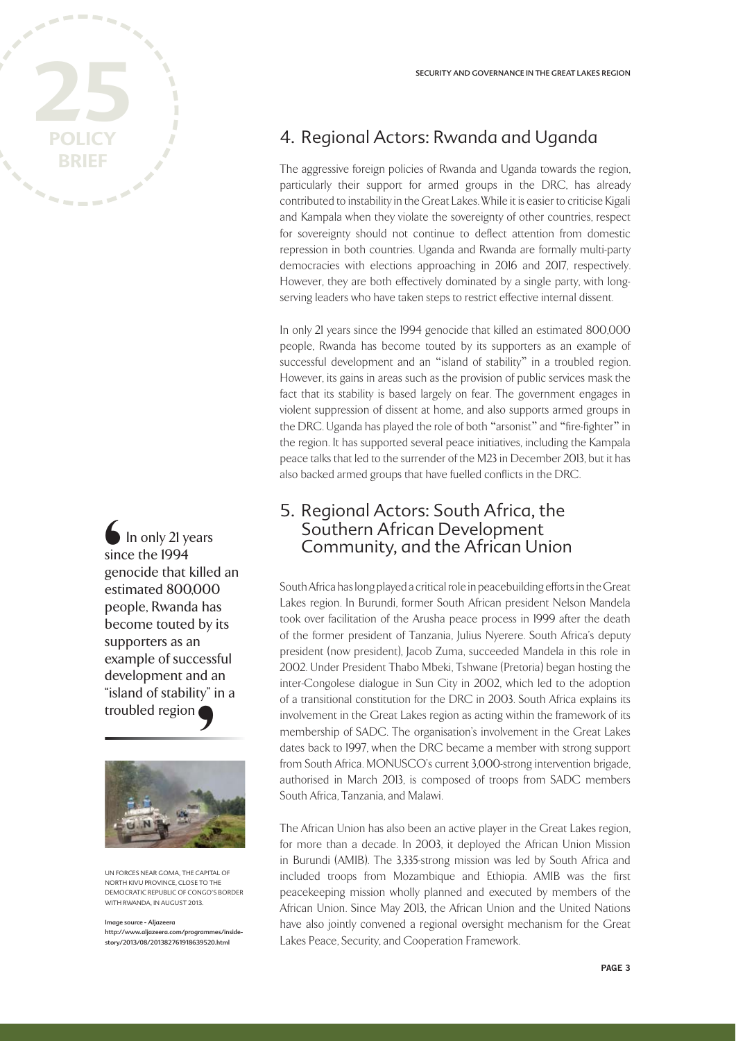## 4. Regional Actors: Rwanda and Uganda

The aggressive foreign policies of Rwanda and Uganda towards the region, particularly their support for armed groups in the DRC, has already contributed to instability in the Great Lakes. While it is easier to criticise Kigali and Kampala when they violate the sovereignty of other countries, respect for sovereignty should not continue to deflect attention from domestic repression in both countries. Uganda and Rwanda are formally multi-party democracies with elections approaching in 2016 and 2017, respectively. However, they are both effectively dominated by a single party, with long-serving leaders who have taken steps to restrict effective internal dissent.

In only 21 years since the 1994 genocide that killed an estimated 800,000 people, Rwanda has become touted by its supporters as an example of successful development and an "island of stability" in a troubled region. However, its gains in areas such as the provision of public services mask the fact that its stability is based largely on fear. The government engages in violent suppression of dissent at home, and also supports armed groups in the DRC. Uganda has played the role of both "arsonist" and "fire-fighter" in the region. It has supported several peace initiatives, including the Kampala peace talks that led to the surrender of the M23 in December 2013, but it has also backed armed groups that have fuelled conflicts in the DRC.

> In only 21 years since the 1994 genocide that killed an estimated 800,000 people, Rwanda has become touted by its supporters as an example of successful development and an "island of stability" in a troubled region

UN FORCES NEAR GOMA, THE CAPITAL OF NORTH KIVU PROVINCE, CLOSE TO THE DEMOCRATIC REPUBLIC OF CONGO'S BORDER WITH RWANDA, IN AUGUST 2013.

Image source - Aljazeera
http://www.aljazeera.com/programmes/insidestory/2013/08/201382761918639520.html

## 5. Regional Actors: South Africa, the Southern African Development Community, and the African Union

South Africa has long played a critical role in peacebuilding efforts in the Great Lakes region. In Burundi, former South African president Nelson Mandela took over facilitation of the Arusha peace process in 1999 after the death of the former president of Tanzania, Julius Nyerere. South Africa's deputy president (now president), Jacob Zuma, succeeded Mandela in this role in 2002. Under President Thabo Mbeki, Tshwane (Pretoria) began hosting the inter-Congolese dialogue in Sun City in 2002, which led to the adoption of a transitional constitution for the DRC in 2003. South Africa explains its involvement in the Great Lakes region as acting within the framework of its membership of SADC. The organisation's involvement in the Great Lakes dates back to 1997, when the DRC became a member with strong support from South Africa. MONUSCO's current 3,000-strong intervention brigade, authorised in March 2013, is composed of troops from SADC members South Africa, Tanzania, and Malawi.

The African Union has also been an active player in the Great Lakes region, for more than a decade. In 2003, it deployed the African Union Mission in Burundi (AMIB). The 3,335-strong mission was led by South Africa and included troops from Mozambique and Ethiopia. AMIB was the first peacekeeping mission wholly planned and executed by members of the African Union. Since May 2013, the African Union and the United Nations have also jointly convened a regional oversight mechanism for the Great Lakes Peace, Security, and Cooperation Framework.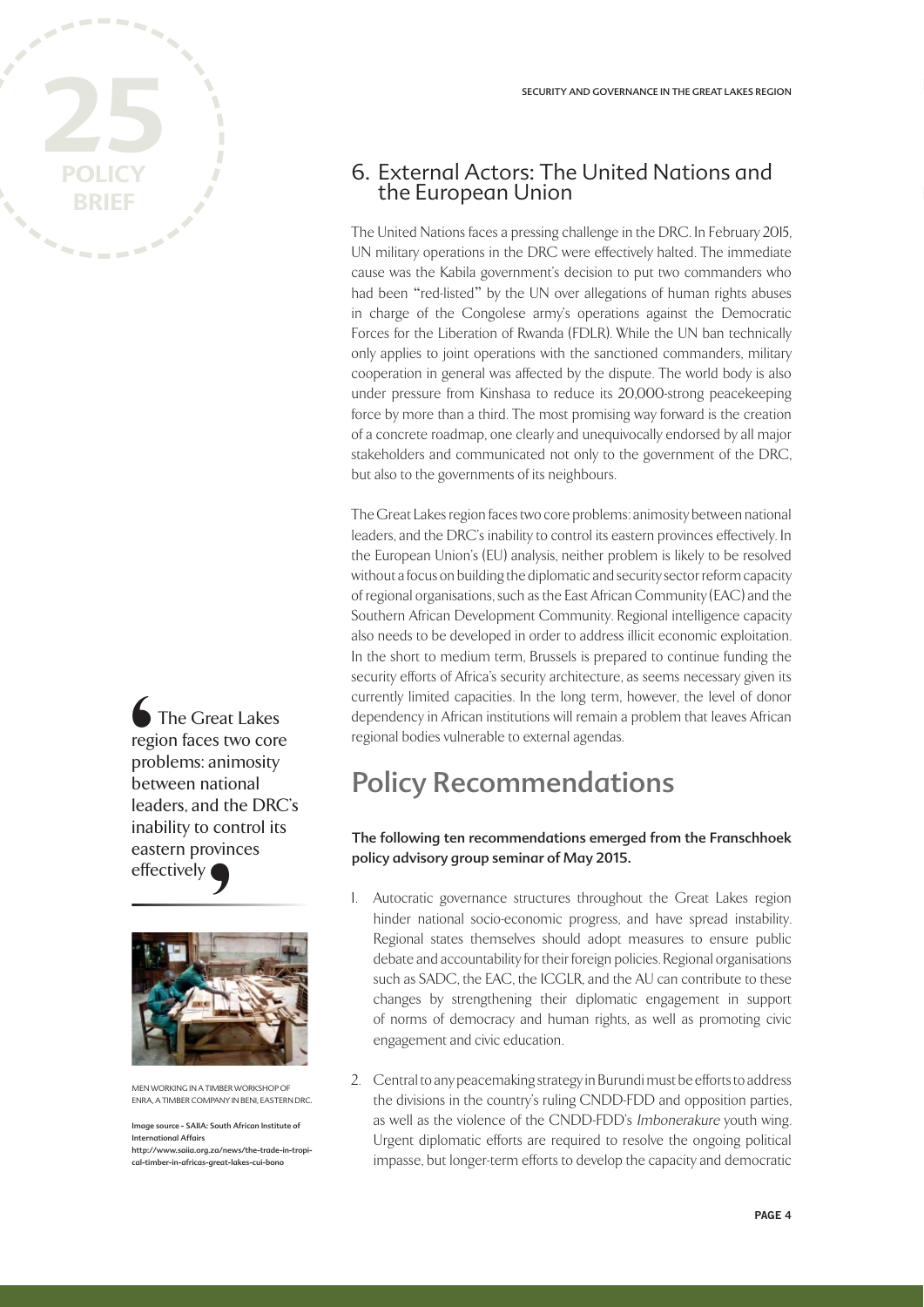## 6. External Actors: The United Nations and the European Union

The United Nations faces a pressing challenge in the DRC. In February 2015, UN military operations in the DRC were effectively halted. The immediate cause was the Kabila government's decision to put two commanders who had been "red-listed" by the UN over allegations of human rights abuses in charge of the Congolese army's operations against the Democratic Forces for the Liberation of Rwanda (FDLR). While the UN ban technically only applies to joint operations with the sanctioned commanders, military cooperation in general was affected by the dispute. The world body is also under pressure from Kinshasa to reduce its 20,000-strong peacekeeping force by more than a third. The most promising way forward is the creation of a concrete roadmap, one clearly and unequivocally endorsed by all major stakeholders and communicated not only to the government of the DRC, but also to the governments of its neighbours.

The Great Lakes region faces two core problems: animosity between national leaders, and the DRC's inability to control its eastern provinces effectively. In the European Union's (EU) analysis, neither problem is likely to be resolved without a focus on building the diplomatic and security sector reform capacity of regional organisations, such as the East African Community (EAC) and the Southern African Development Community. Regional intelligence capacity also needs to be developed in order to address illicit economic exploitation. In the short to medium term, Brussels is prepared to continue funding the security efforts of Africa's security architecture, as seems necessary given its currently limited capacities. In the long term, however, the level of donor dependency in African institutions will remain a problem that leaves African regional bodies vulnerable to external agendas.

> "The Great Lakes region faces two core problems: animosity between national leaders, and the DRC's inability to control its eastern provinces effectively"

MEN WORKING IN A TIMBER WORKSHOP OF ENRA, A TIMBER COMPANY IN BENI, EASTERN DRC.

Image source - SAIIA: South African Institute of International Affairs
http://www.saiia.org.za/news/the-trade-in-tropical-timber-in-africas-great-lakes-cui-bono

# Policy Recommendations

**The following ten recommendations emerged from the Franschhoek policy advisory group seminar of May 2015.**

1. Autocratic governance structures throughout the Great Lakes region hinder national socio-economic progress, and have spread instability. Regional states themselves should adopt measures to ensure public debate and accountability for their foreign policies. Regional organisations such as SADC, the EAC, the ICGLR, and the AU can contribute to these changes by strengthening their diplomatic engagement in support of norms of democracy and human rights, as well as promoting civic engagement and civic education.

2. Central to any peacemaking strategy in Burundi must be efforts to address the divisions in the country's ruling CNDD-FDD and opposition parties, as well as the violence of the CNDD-FDD's *Imbonerakure* youth wing. Urgent diplomatic efforts are required to resolve the ongoing political impasse, but longer-term efforts to develop the capacity and democratic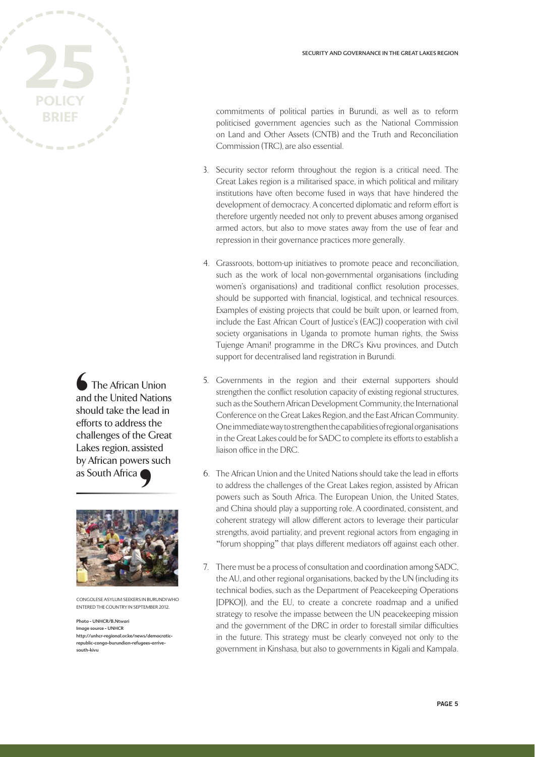commitments of political parties in Burundi, as well as to reform politicised government agencies such as the National Commission on Land and Other Assets (CNTB) and the Truth and Reconciliation Commission (TRC), are also essential.

3. Security sector reform throughout the region is a critical need. The Great Lakes region is a militarised space, in which political and military institutions have often become fused in ways that have hindered the development of democracy. A concerted diplomatic and reform effort is therefore urgently needed not only to prevent abuses among organised armed actors, but also to move states away from the use of fear and repression in their governance practices more generally.

4. Grassroots, bottom-up initiatives to promote peace and reconciliation, such as the work of local non-governmental organisations (including women's organisations) and traditional conflict resolution processes, should be supported with financial, logistical, and technical resources. Examples of existing projects that could be built upon, or learned from, include the East African Court of Justice's (EACJ) cooperation with civil society organisations in Uganda to promote human rights, the Swiss Tujenge Amani! programme in the DRC's Kivu provinces, and Dutch support for decentralised land registration in Burundi.

> The African Union and the United Nations should take the lead in efforts to address the challenges of the Great Lakes region, assisted by African powers such as South Africa

5. Governments in the region and their external supporters should strengthen the conflict resolution capacity of existing regional structures, such as the Southern African Development Community, the International Conference on the Great Lakes Region, and the East African Community. One immediate way to strengthen the capabilities of regional organisations in the Great Lakes could be for SADC to complete its efforts to establish a liaison office in the DRC.

6. The African Union and the United Nations should take the lead in efforts to address the challenges of the Great Lakes region, assisted by African powers such as South Africa. The European Union, the United States, and China should play a supporting role. A coordinated, consistent, and coherent strategy will allow different actors to leverage their particular strengths, avoid partiality, and prevent regional actors from engaging in "forum shopping" that plays different mediators off against each other.

7. There must be a process of consultation and coordination among SADC, the AU, and other regional organisations, backed by the UN (including its technical bodies, such as the Department of Peacekeeping Operations [DPKO]), and the EU, to create a concrete roadmap and a unified strategy to resolve the impasse between the UN peacekeeping mission and the government of the DRC in order to forestall similar difficulties in the future. This strategy must be clearly conveyed not only to the government in Kinshasa, but also to governments in Kigali and Kampala.

CONGOLESE ASYLUM SEEKERS IN BURUNDI WHO ENTERED THE COUNTRY IN SEPTEMBER 2012.

Photo - UNHCR/B.Ntwari
Image source - UNHCR
http://unhcr-regional.or.ke/news/democratic-republic-congo-burundian-refugees-arrive-south-kivu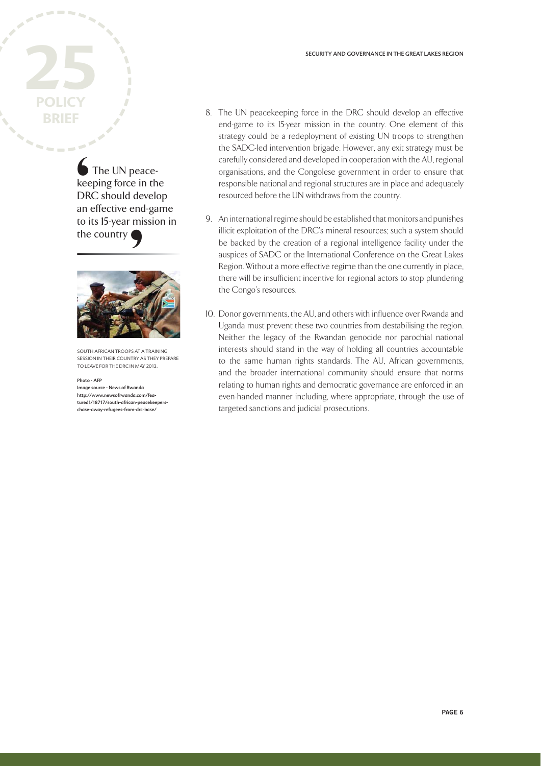> The UN peacekeeping force in the DRC should develop an effective end-game to its 15-year mission in the country

SOUTH AFRICAN TROOPS AT A TRAINING SESSION IN THEIR COUNTRY AS THEY PREPARE TO LEAVE FOR THE DRC IN MAY 2013.

**Photo - AFP**
**Image source - News of Rwanda**
**http://www.newsofrwanda.com/featured1/18717/south-african-peacekeepers-chase-away-refugees-from-drc-base/**

8. The UN peacekeeping force in the DRC should develop an effective end-game to its 15-year mission in the country. One element of this strategy could be a redeployment of existing UN troops to strengthen the SADC-led intervention brigade. However, any exit strategy must be carefully considered and developed in cooperation with the AU, regional organisations, and the Congolese government in order to ensure that responsible national and regional structures are in place and adequately resourced before the UN withdraws from the country.

9. An international regime should be established that monitors and punishes illicit exploitation of the DRC's mineral resources; such a system should be backed by the creation of a regional intelligence facility under the auspices of SADC or the International Conference on the Great Lakes Region. Without a more effective regime than the one currently in place, there will be insufficient incentive for regional actors to stop plundering the Congo's resources.

10. Donor governments, the AU, and others with influence over Rwanda and Uganda must prevent these two countries from destabilising the region. Neither the legacy of the Rwandan genocide nor parochial national interests should stand in the way of holding all countries accountable to the same human rights standards. The AU, African governments, and the broader international community should ensure that norms relating to human rights and democratic governance are enforced in an even-handed manner including, where appropriate, through the use of targeted sanctions and judicial prosecutions.